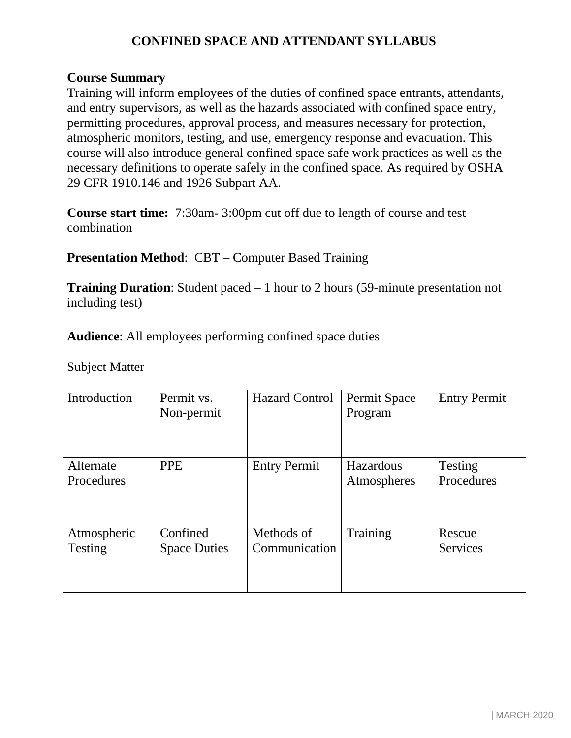# CONFINED SPACE AND ATTENDANT SYLLABUS

**Course Summary**

Training will inform employees of the duties of confined space entrants, attendants, and entry supervisors, as well as the hazards associated with confined space entry, permitting procedures, approval process, and measures necessary for protection, atmospheric monitors, testing, and use, emergency response and evacuation. This course will also introduce general confined space safe work practices as well as the necessary definitions to operate safely in the confined space. As required by OSHA 29 CFR 1910.146 and 1926 Subpart AA.

**Course start time:** 7:30am- 3:00pm cut off due to length of course and test combination

**Presentation Method**: CBT – Computer Based Training

**Training Duration**: Student paced – 1 hour to 2 hours (59-minute presentation not including test)

**Audience**: All employees performing confined space duties

Subject Matter

| | | | | |
|---|---|---|---|---|
| Introduction | Permit vs. Non-permit | Hazard Control | Permit Space Program | Entry Permit |
| Alternate Procedures | PPE | Entry Permit | Hazardous Atmospheres | Testing Procedures |
| Atmospheric Testing | Confined Space Duties | Methods of Communication | Training | Rescue Services |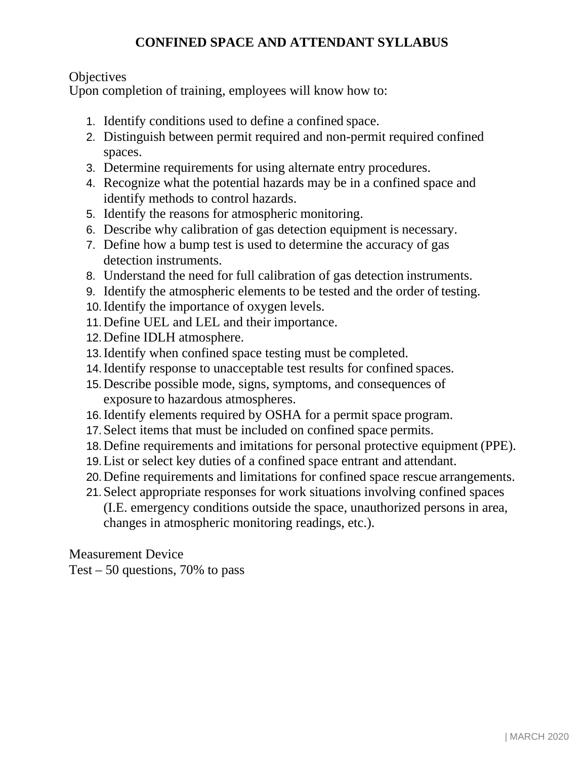# CONFINED SPACE AND ATTENDANT SYLLABUS

Objectives
Upon completion of training, employees will know how to:

1. Identify conditions used to define a confined space.
2. Distinguish between permit required and non-permit required confined spaces.
3. Determine requirements for using alternate entry procedures.
4. Recognize what the potential hazards may be in a confined space and identify methods to control hazards.
5. Identify the reasons for atmospheric monitoring.
6. Describe why calibration of gas detection equipment is necessary.
7. Define how a bump test is used to determine the accuracy of gas detection instruments.
8. Understand the need for full calibration of gas detection instruments.
9. Identify the atmospheric elements to be tested and the order of testing.
10. Identify the importance of oxygen levels.
11. Define UEL and LEL and their importance.
12. Define IDLH atmosphere.
13. Identify when confined space testing must be completed.
14. Identify response to unacceptable test results for confined spaces.
15. Describe possible mode, signs, symptoms, and consequences of exposure to hazardous atmospheres.
16. Identify elements required by OSHA for a permit space program.
17. Select items that must be included on confined space permits.
18. Define requirements and imitations for personal protective equipment (PPE).
19. List or select key duties of a confined space entrant and attendant.
20. Define requirements and limitations for confined space rescue arrangements.
21. Select appropriate responses for work situations involving confined spaces (I.E. emergency conditions outside the space, unauthorized persons in area, changes in atmospheric monitoring readings, etc.).

Measurement Device
Test – 50 questions, 70% to pass